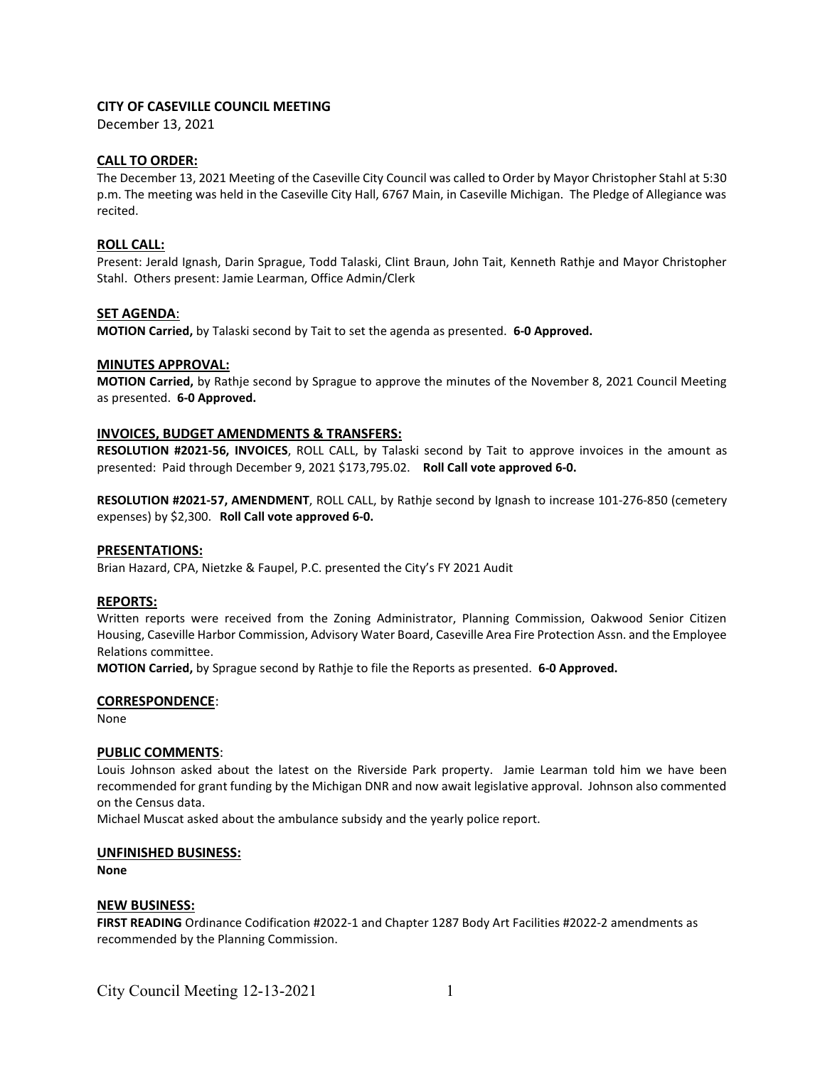## CITY OF CASEVILLE COUNCIL MEETING

December 13, 2021

### CALL TO ORDER:

The December 13, 2021 Meeting of the Caseville City Council was called to Order by Mayor Christopher Stahl at 5:30 p.m. The meeting was held in the Caseville City Hall, 6767 Main, in Caseville Michigan. The Pledge of Allegiance was recited.

### ROLL CALL:

Present: Jerald Ignash, Darin Sprague, Todd Talaski, Clint Braun, John Tait, Kenneth Rathje and Mayor Christopher Stahl. Others present: Jamie Learman, Office Admin/Clerk

### SET AGENDA:

**MOTION Carried,** by Talaski second by Tait to set the agenda as presented. **6-0 Approved.**

### MINUTES APPROVAL:

**MOTION Carried,** by Rathje second by Sprague to approve the minutes of the November 8, 2021 Council Meeting as presented. **6-0 Approved.**

### INVOICES, BUDGET AMENDMENTS & TRANSFERS:

**RESOLUTION #2021-56, INVOICES**, ROLL CALL, by Talaski second by Tait to approve invoices in the amount as presented: Paid through December 9, 2021 $173,795.02. **Roll Call vote approved 6-0.**

**RESOLUTION #2021-57, AMENDMENT**, ROLL CALL, by Rathje second by Ignash to increase 101-276-850 (cemetery expenses) by $2,300. **Roll Call vote approved 6-0.**

### PRESENTATIONS:

Brian Hazard, CPA, Nietzke & Faupel, P.C. presented the City's FY 2021 Audit

### REPORTS:

Written reports were received from the Zoning Administrator, Planning Commission, Oakwood Senior Citizen Housing, Caseville Harbor Commission, Advisory Water Board, Caseville Area Fire Protection Assn. and the Employee Relations committee.

**MOTION Carried,** by Sprague second by Rathje to file the Reports as presented. **6-0 Approved.**

### CORRESPONDENCE:

None

### PUBLIC COMMENTS:

Louis Johnson asked about the latest on the Riverside Park property. Jamie Learman told him we have been recommended for grant funding by the Michigan DNR and now await legislative approval. Johnson also commented on the Census data.

Michael Muscat asked about the ambulance subsidy and the yearly police report.

### UNFINISHED BUSINESS:

**None**

### NEW BUSINESS:

**FIRST READING** Ordinance Codification #2022-1 and Chapter 1287 Body Art Facilities #2022-2 amendments as recommended by the Planning Commission.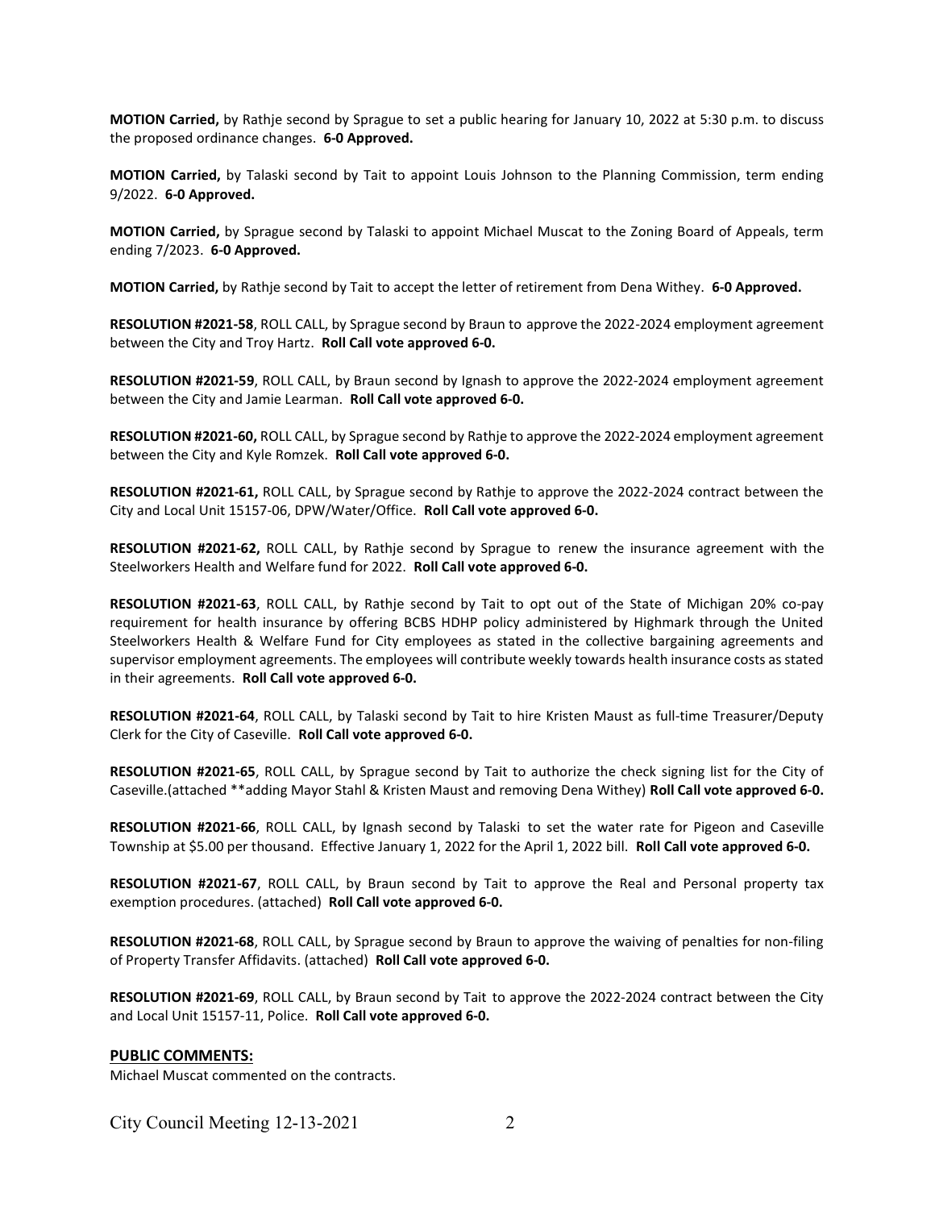**MOTION Carried,** by Rathje second by Sprague to set a public hearing for January 10, 2022 at 5:30 p.m. to discuss the proposed ordinance changes. **6-0 Approved.**

**MOTION Carried,** by Talaski second by Tait to appoint Louis Johnson to the Planning Commission, term ending 9/2022. **6-0 Approved.**

**MOTION Carried,** by Sprague second by Talaski to appoint Michael Muscat to the Zoning Board of Appeals, term ending 7/2023. **6-0 Approved.**

**MOTION Carried,** by Rathje second by Tait to accept the letter of retirement from Dena Withey. **6-0 Approved.**

**RESOLUTION #2021-58**, ROLL CALL, by Sprague second by Braun to approve the 2022-2024 employment agreement between the City and Troy Hartz. **Roll Call vote approved 6-0.**

**RESOLUTION #2021-59**, ROLL CALL, by Braun second by Ignash to approve the 2022-2024 employment agreement between the City and Jamie Learman. **Roll Call vote approved 6-0.**

**RESOLUTION #2021-60,** ROLL CALL, by Sprague second by Rathje to approve the 2022-2024 employment agreement between the City and Kyle Romzek. **Roll Call vote approved 6-0.**

**RESOLUTION #2021-61,** ROLL CALL, by Sprague second by Rathje to approve the 2022-2024 contract between the City and Local Unit 15157-06, DPW/Water/Office. **Roll Call vote approved 6-0.**

**RESOLUTION #2021-62,** ROLL CALL, by Rathje second by Sprague to renew the insurance agreement with the Steelworkers Health and Welfare fund for 2022. **Roll Call vote approved 6-0.**

**RESOLUTION #2021-63**, ROLL CALL, by Rathje second by Tait to opt out of the State of Michigan 20% co-pay requirement for health insurance by offering BCBS HDHP policy administered by Highmark through the United Steelworkers Health & Welfare Fund for City employees as stated in the collective bargaining agreements and supervisor employment agreements. The employees will contribute weekly towards health insurance costs as stated in their agreements. **Roll Call vote approved 6-0.**

**RESOLUTION #2021-64**, ROLL CALL, by Talaski second by Tait to hire Kristen Maust as full-time Treasurer/Deputy Clerk for the City of Caseville. **Roll Call vote approved 6-0.**

**RESOLUTION #2021-65**, ROLL CALL, by Sprague second by Tait to authorize the check signing list for the City of Caseville.(attached **adding Mayor Stahl & Kristen Maust and removing Dena Withey) **Roll Call vote approved 6-0.**

**RESOLUTION #2021-66**, ROLL CALL, by Ignash second by Talaski to set the water rate for Pigeon and Caseville Township at $5.00 per thousand. Effective January 1, 2022 for the April 1, 2022 bill. **Roll Call vote approved 6-0.**

**RESOLUTION #2021-67**, ROLL CALL, by Braun second by Tait to approve the Real and Personal property tax exemption procedures. (attached) **Roll Call vote approved 6-0.**

**RESOLUTION #2021-68**, ROLL CALL, by Sprague second by Braun to approve the waiving of penalties for non-filing of Property Transfer Affidavits. (attached) **Roll Call vote approved 6-0.**

**RESOLUTION #2021-69**, ROLL CALL, by Braun second by Tait to approve the 2022-2024 contract between the City and Local Unit 15157-11, Police. **Roll Call vote approved 6-0.**

**PUBLIC COMMENTS:**

Michael Muscat commented on the contracts.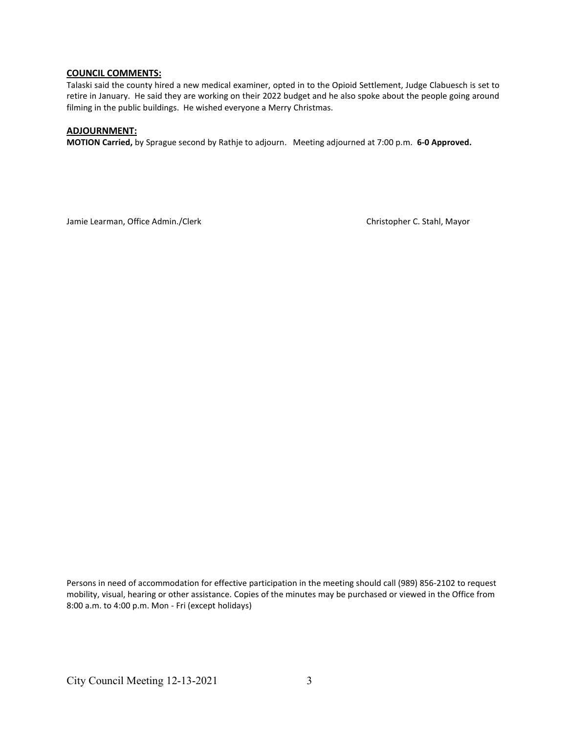**COUNCIL COMMENTS:**

Talaski said the county hired a new medical examiner, opted in to the Opioid Settlement, Judge Clabuesch is set to retire in January. He said they are working on their 2022 budget and he also spoke about the people going around filming in the public buildings. He wished everyone a Merry Christmas.

**ADJOURNMENT:**

**MOTION Carried,** by Sprague second by Rathje to adjourn. Meeting adjourned at 7:00 p.m. **6-0 Approved.**

Jamie Learman, Office Admin./Clerk

Christopher C. Stahl, Mayor

Persons in need of accommodation for effective participation in the meeting should call (989) 856-2102 to request mobility, visual, hearing or other assistance. Copies of the minutes may be purchased or viewed in the Office from 8:00 a.m. to 4:00 p.m. Mon - Fri (except holidays)